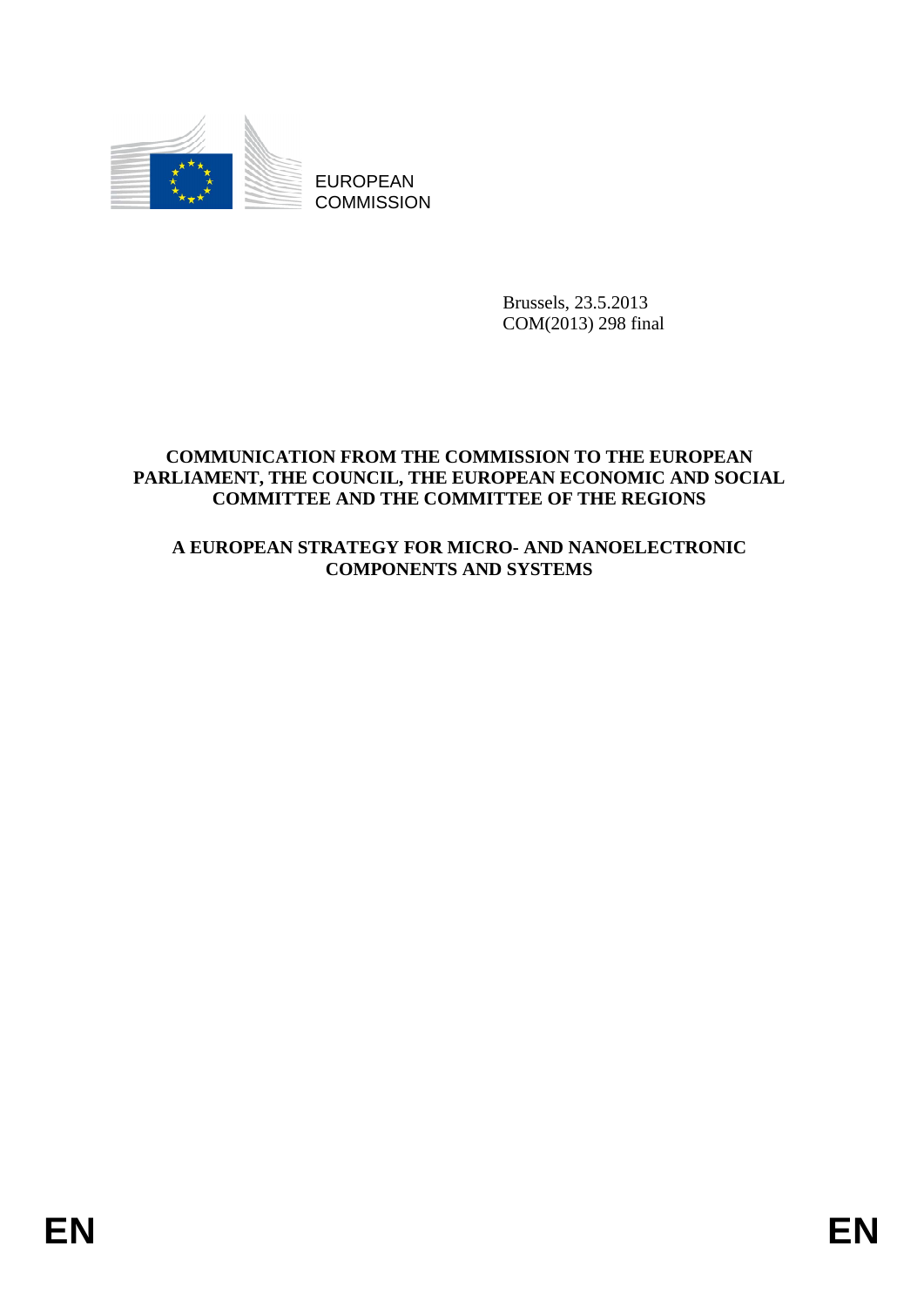EUROPEAN COMMISSION

Brussels, 23.5.2013
COM(2013) 298 final

**COMMUNICATION FROM THE COMMISSION TO THE EUROPEAN PARLIAMENT, THE COUNCIL, THE EUROPEAN ECONOMIC AND SOCIAL COMMITTEE AND THE COMMITTEE OF THE REGIONS**

**A EUROPEAN STRATEGY FOR MICRO- AND NANOELECTRONIC COMPONENTS AND SYSTEMS**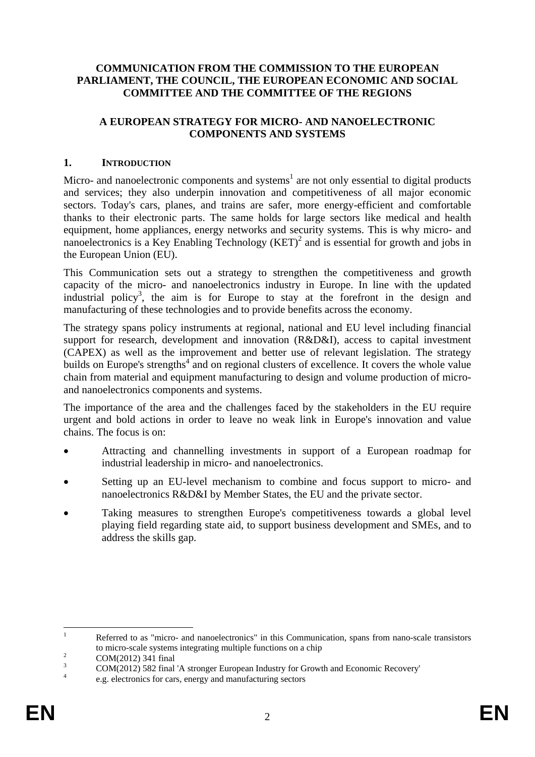**COMMUNICATION FROM THE COMMISSION TO THE EUROPEAN PARLIAMENT, THE COUNCIL, THE EUROPEAN ECONOMIC AND SOCIAL COMMITTEE AND THE COMMITTEE OF THE REGIONS**

**A EUROPEAN STRATEGY FOR MICRO- AND NANOELECTRONIC COMPONENTS AND SYSTEMS**

## 1. INTRODUCTION

Micro- and nanoelectronic components and systems[1] are not only essential to digital products and services; they also underpin innovation and competitiveness of all major economic sectors. Today's cars, planes, and trains are safer, more energy-efficient and comfortable thanks to their electronic parts. The same holds for large sectors like medical and health equipment, home appliances, energy networks and security systems. This is why micro- and nanoelectronics is a Key Enabling Technology (KET)[2] and is essential for growth and jobs in the European Union (EU).

This Communication sets out a strategy to strengthen the competitiveness and growth capacity of the micro- and nanoelectronics industry in Europe. In line with the updated industrial policy[3], the aim is for Europe to stay at the forefront in the design and manufacturing of these technologies and to provide benefits across the economy.

The strategy spans policy instruments at regional, national and EU level including financial support for research, development and innovation (R&D&I), access to capital investment (CAPEX) as well as the improvement and better use of relevant legislation. The strategy builds on Europe's strengths[4] and on regional clusters of excellence. It covers the whole value chain from material and equipment manufacturing to design and volume production of micro- and nanoelectronics components and systems.

The importance of the area and the challenges faced by the stakeholders in the EU require urgent and bold actions in order to leave no weak link in Europe's innovation and value chains. The focus is on:

- Attracting and channelling investments in support of a European roadmap for industrial leadership in micro- and nanoelectronics.
- Setting up an EU-level mechanism to combine and focus support to micro- and nanoelectronics R&D&I by Member States, the EU and the private sector.
- Taking measures to strengthen Europe's competitiveness towards a global level playing field regarding state aid, to support business development and SMEs, and to address the skills gap.

---

[1] Referred to as "micro- and nanoelectronics" in this Communication, spans from nano-scale transistors to micro-scale systems integrating multiple functions on a chip

[2] COM(2012) 341 final

[3] COM(2012) 582 final 'A stronger European Industry for Growth and Economic Recovery'

[4] e.g. electronics for cars, energy and manufacturing sectors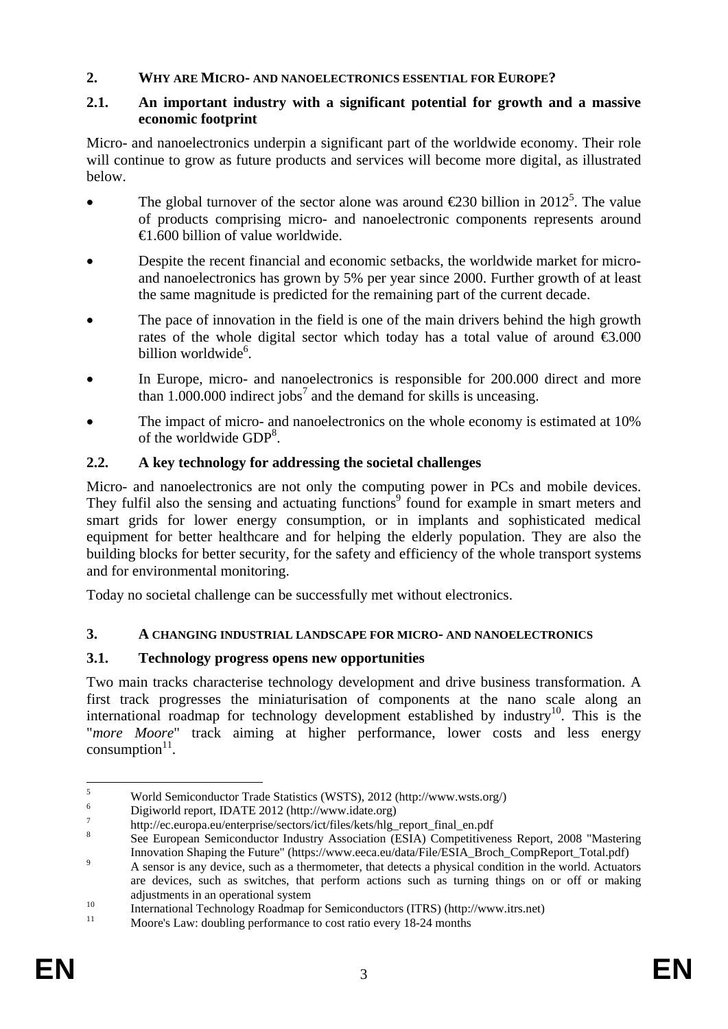## 2. WHY ARE MICRO- AND NANOELECTRONICS ESSENTIAL FOR EUROPE?

### 2.1. An important industry with a significant potential for growth and a massive economic footprint

Micro- and nanoelectronics underpin a significant part of the worldwide economy. Their role will continue to grow as future products and services will become more digital, as illustrated below.

- The global turnover of the sector alone was around €230 billion in 2012[5]. The value of products comprising micro- and nanoelectronic components represents around €1.600 billion of value worldwide.
- Despite the recent financial and economic setbacks, the worldwide market for micro- and nanoelectronics has grown by 5% per year since 2000. Further growth of at least the same magnitude is predicted for the remaining part of the current decade.
- The pace of innovation in the field is one of the main drivers behind the high growth rates of the whole digital sector which today has a total value of around €3.000 billion worldwide[6].
- In Europe, micro- and nanoelectronics is responsible for 200.000 direct and more than 1.000.000 indirect jobs[7] and the demand for skills is unceasing.
- The impact of micro- and nanoelectronics on the whole economy is estimated at 10% of the worldwide GDP[8].

### 2.2. A key technology for addressing the societal challenges

Micro- and nanoelectronics are not only the computing power in PCs and mobile devices. They fulfil also the sensing and actuating functions[9] found for example in smart meters and smart grids for lower energy consumption, or in implants and sophisticated medical equipment for better healthcare and for helping the elderly population. They are also the building blocks for better security, for the safety and efficiency of the whole transport systems and for environmental monitoring.

Today no societal challenge can be successfully met without electronics.

## 3. A CHANGING INDUSTRIAL LANDSCAPE FOR MICRO- AND NANOELECTRONICS

### 3.1. Technology progress opens new opportunities

Two main tracks characterise technology development and drive business transformation. A first track progresses the miniaturisation of components at the nano scale along an international roadmap for technology development established by industry[10]. This is the "*more Moore*" track aiming at higher performance, lower costs and less energy consumption[11].

---

[5] World Semiconductor Trade Statistics (WSTS), 2012 (http://www.wsts.org/)

[6] Digiworld report, IDATE 2012 (http://www.idate.org)

[7] http://ec.europa.eu/enterprise/sectors/ict/files/kets/hlg_report_final_en.pdf

[8] See European Semiconductor Industry Association (ESIA) Competitiveness Report, 2008 "Mastering Innovation Shaping the Future" (https://www.eeca.eu/data/File/ESIA_Broch_CompReport_Total.pdf)

[9] A sensor is any device, such as a thermometer, that detects a physical condition in the world. Actuators are devices, such as switches, that perform actions such as turning things on or off or making adjustments in an operational system

[10] International Technology Roadmap for Semiconductors (ITRS) (http://www.itrs.net)

[11] Moore's Law: doubling performance to cost ratio every 18-24 months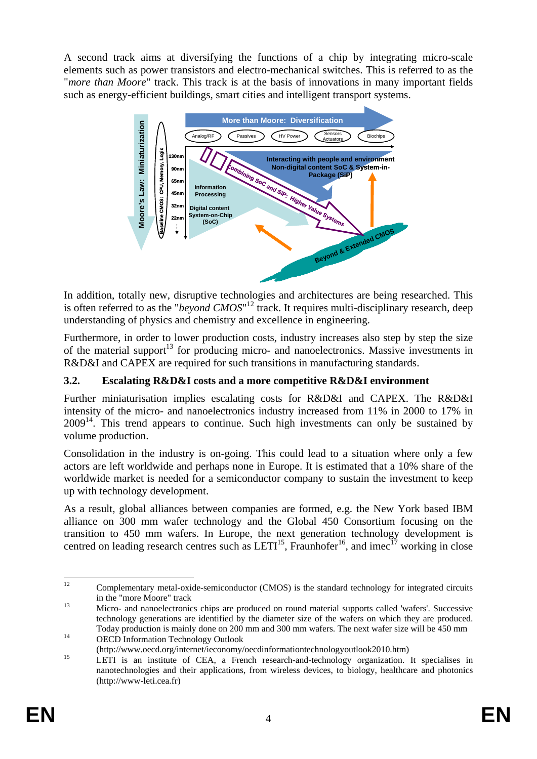A second track aims at diversifying the functions of a chip by integrating micro-scale elements such as power transistors and electro-mechanical switches. This is referred to as the "*more than Moore*" track. This track is at the basis of innovations in many important fields such as energy-efficient buildings, smart cities and intelligent transport systems.

In addition, totally new, disruptive technologies and architectures are being researched. This is often referred to as the "*beyond CMOS*"[12] track. It requires multi-disciplinary research, deep understanding of physics and chemistry and excellence in engineering.

Furthermore, in order to lower production costs, industry increases also step by step the size of the material support[13] for producing micro- and nanoelectronics. Massive investments in R&D&I and CAPEX are required for such transitions in manufacturing standards.

### 3.2. Escalating R&D&I costs and a more competitive R&D&I environment

Further miniaturisation implies escalating costs for R&D&I and CAPEX. The R&D&I intensity of the micro- and nanoelectronics industry increased from 11% in 2000 to 17% in 2009[14]. This trend appears to continue. Such high investments can only be sustained by volume production.

Consolidation in the industry is on-going. This could lead to a situation where only a few actors are left worldwide and perhaps none in Europe. It is estimated that a 10% share of the worldwide market is needed for a semiconductor company to sustain the investment to keep up with technology development.

As a result, global alliances between companies are formed, e.g. the New York based IBM alliance on 300 mm wafer technology and the Global 450 Consortium focusing on the transition to 450 mm wafers. In Europe, the next generation technology development is centred on leading research centres such as LETI[15], Fraunhofer[16], and imec[17] working in close

---

[12] Complementary metal-oxide-semiconductor (CMOS) is the standard technology for integrated circuits in the "more Moore" track

[13] Micro- and nanoelectronics chips are produced on round material supports called 'wafers'. Successive technology generations are identified by the diameter size of the wafers on which they are produced. Today production is mainly done on 200 mm and 300 mm wafers. The next wafer size will be 450 mm

[14] OECD Information Technology Outlook (http://www.oecd.org/internet/ieconomy/oecdinformationtechnologyoutlook2010.htm)

[15] LETI is an institute of CEA, a French research-and-technology organization. It specialises in nanotechnologies and their applications, from wireless devices, to biology, healthcare and photonics (http://www-leti.cea.fr)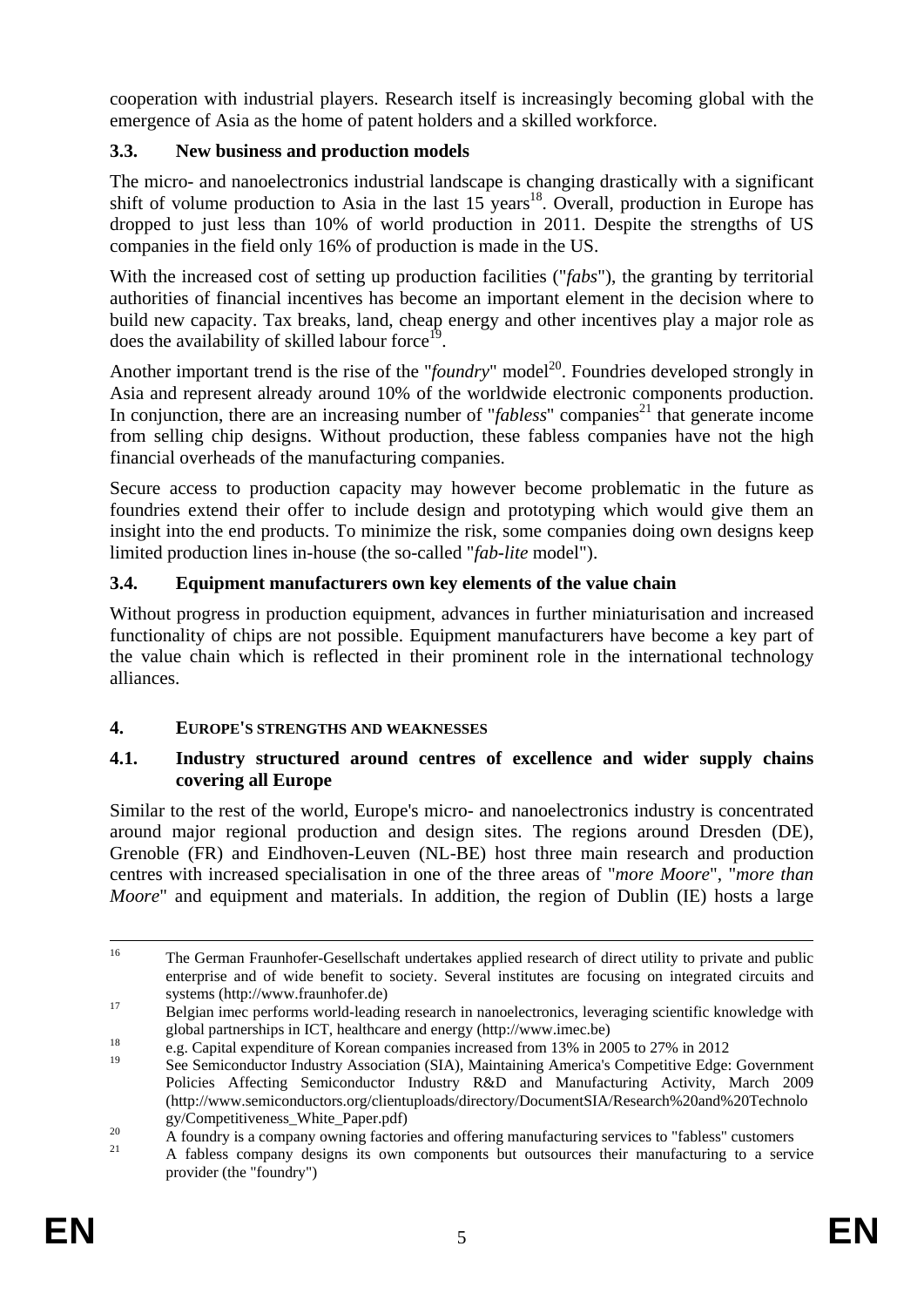cooperation with industrial players. Research itself is increasingly becoming global with the emergence of Asia as the home of patent holders and a skilled workforce.

### 3.3. New business and production models

The micro- and nanoelectronics industrial landscape is changing drastically with a significant shift of volume production to Asia in the last 15 years[18]. Overall, production in Europe has dropped to just less than 10% of world production in 2011. Despite the strengths of US companies in the field only 16% of production is made in the US.

With the increased cost of setting up production facilities ("*fabs*"), the granting by territorial authorities of financial incentives has become an important element in the decision where to build new capacity. Tax breaks, land, cheap energy and other incentives play a major role as does the availability of skilled labour force[19].

Another important trend is the rise of the "*foundry*" model[20]. Foundries developed strongly in Asia and represent already around 10% of the worldwide electronic components production. In conjunction, there are an increasing number of "*fabless*" companies[21] that generate income from selling chip designs. Without production, these fabless companies have not the high financial overheads of the manufacturing companies.

Secure access to production capacity may however become problematic in the future as foundries extend their offer to include design and prototyping which would give them an insight into the end products. To minimize the risk, some companies doing own designs keep limited production lines in-house (the so-called "*fab-lite* model").

### 3.4. Equipment manufacturers own key elements of the value chain

Without progress in production equipment, advances in further miniaturisation and increased functionality of chips are not possible. Equipment manufacturers have become a key part of the value chain which is reflected in their prominent role in the international technology alliances.

## 4. EUROPE'S STRENGTHS AND WEAKNESSES

### 4.1. Industry structured around centres of excellence and wider supply chains covering all Europe

Similar to the rest of the world, Europe's micro- and nanoelectronics industry is concentrated around major regional production and design sites. The regions around Dresden (DE), Grenoble (FR) and Eindhoven-Leuven (NL-BE) host three main research and production centres with increased specialisation in one of the three areas of "*more Moore*", "*more than Moore*" and equipment and materials. In addition, the region of Dublin (IE) hosts a large

---

[16] The German Fraunhofer-Gesellschaft undertakes applied research of direct utility to private and public enterprise and of wide benefit to society. Several institutes are focusing on integrated circuits and systems (http://www.fraunhofer.de)

[17] Belgian imec performs world-leading research in nanoelectronics, leveraging scientific knowledge with global partnerships in ICT, healthcare and energy (http://www.imec.be)

[18] e.g. Capital expenditure of Korean companies increased from 13% in 2005 to 27% in 2012

[19] See Semiconductor Industry Association (SIA), Maintaining America's Competitive Edge: Government Policies Affecting Semiconductor Industry R&D and Manufacturing Activity, March 2009 (http://www.semiconductors.org/clientuploads/directory/DocumentSIA/Research%20and%20Technology/Competitiveness_White_Paper.pdf)

[20] A foundry is a company owning factories and offering manufacturing services to "fabless" customers

[21] A fabless company designs its own components but outsources their manufacturing to a service provider (the "foundry")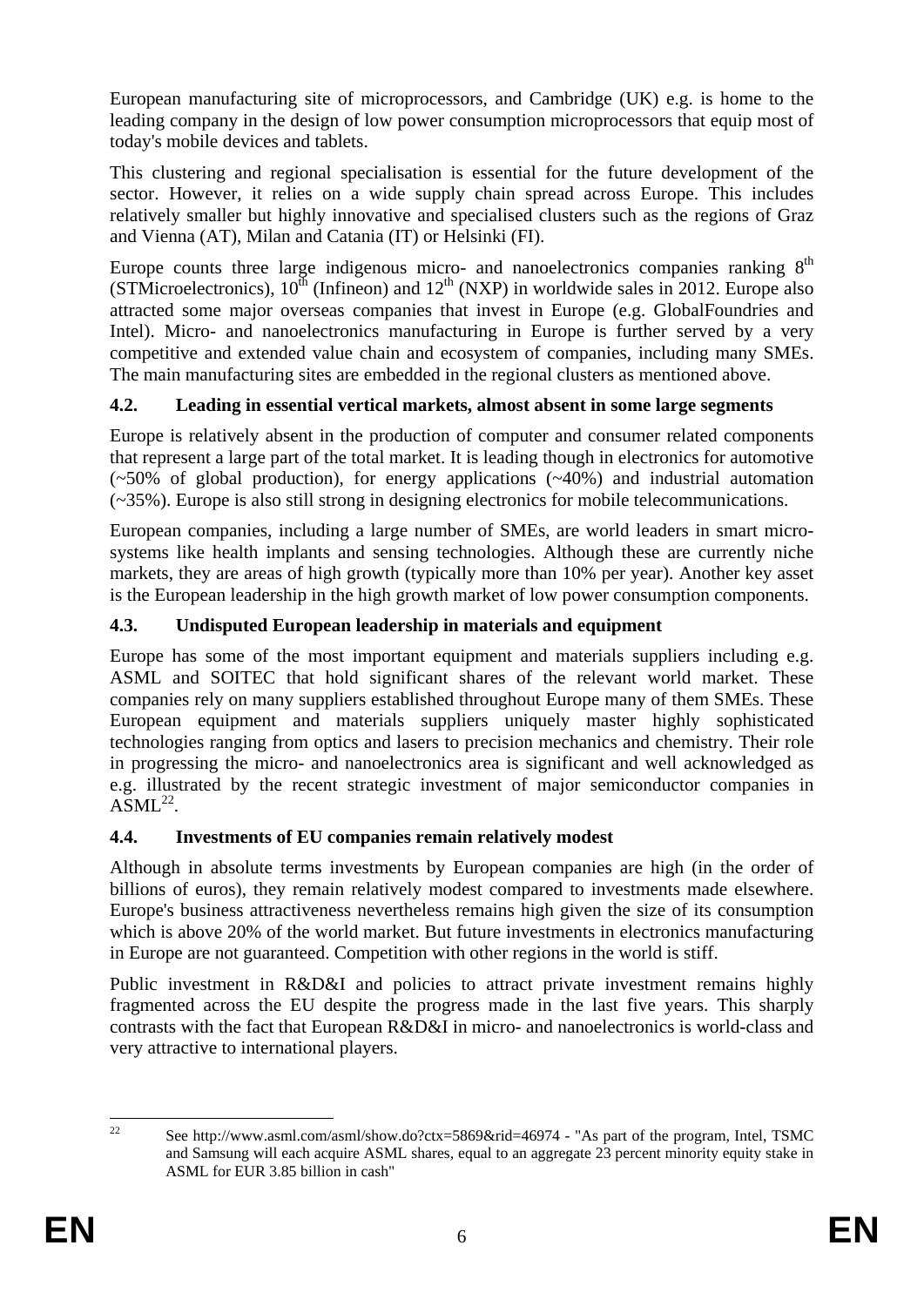European manufacturing site of microprocessors, and Cambridge (UK) e.g. is home to the leading company in the design of low power consumption microprocessors that equip most of today's mobile devices and tablets.

This clustering and regional specialisation is essential for the future development of the sector. However, it relies on a wide supply chain spread across Europe. This includes relatively smaller but highly innovative and specialised clusters such as the regions of Graz and Vienna (AT), Milan and Catania (IT) or Helsinki (FI).

Europe counts three large indigenous micro- and nanoelectronics companies ranking 8th (STMicroelectronics), 10th (Infineon) and 12th (NXP) in worldwide sales in 2012. Europe also attracted some major overseas companies that invest in Europe (e.g. GlobalFoundries and Intel). Micro- and nanoelectronics manufacturing in Europe is further served by a very competitive and extended value chain and ecosystem of companies, including many SMEs. The main manufacturing sites are embedded in the regional clusters as mentioned above.

### 4.2. Leading in essential vertical markets, almost absent in some large segments

Europe is relatively absent in the production of computer and consumer related components that represent a large part of the total market. It is leading though in electronics for automotive (~50% of global production), for energy applications (~40%) and industrial automation (~35%). Europe is also still strong in designing electronics for mobile telecommunications.

European companies, including a large number of SMEs, are world leaders in smart micro-systems like health implants and sensing technologies. Although these are currently niche markets, they are areas of high growth (typically more than 10% per year). Another key asset is the European leadership in the high growth market of low power consumption components.

### 4.3. Undisputed European leadership in materials and equipment

Europe has some of the most important equipment and materials suppliers including e.g. ASML and SOITEC that hold significant shares of the relevant world market. These companies rely on many suppliers established throughout Europe many of them SMEs. These European equipment and materials suppliers uniquely master highly sophisticated technologies ranging from optics and lasers to precision mechanics and chemistry. Their role in progressing the micro- and nanoelectronics area is significant and well acknowledged as e.g. illustrated by the recent strategic investment of major semiconductor companies in ASML[22].

### 4.4. Investments of EU companies remain relatively modest

Although in absolute terms investments by European companies are high (in the order of billions of euros), they remain relatively modest compared to investments made elsewhere. Europe's business attractiveness nevertheless remains high given the size of its consumption which is above 20% of the world market. But future investments in electronics manufacturing in Europe are not guaranteed. Competition with other regions in the world is stiff.

Public investment in R&D&I and policies to attract private investment remains highly fragmented across the EU despite the progress made in the last five years. This sharply contrasts with the fact that European R&D&I in micro- and nanoelectronics is world-class and very attractive to international players.

---

[22] See http://www.asml.com/asml/show.do?ctx=5869&rid=46974 - "As part of the program, Intel, TSMC and Samsung will each acquire ASML shares, equal to an aggregate 23 percent minority equity stake in ASML for EUR 3.85 billion in cash"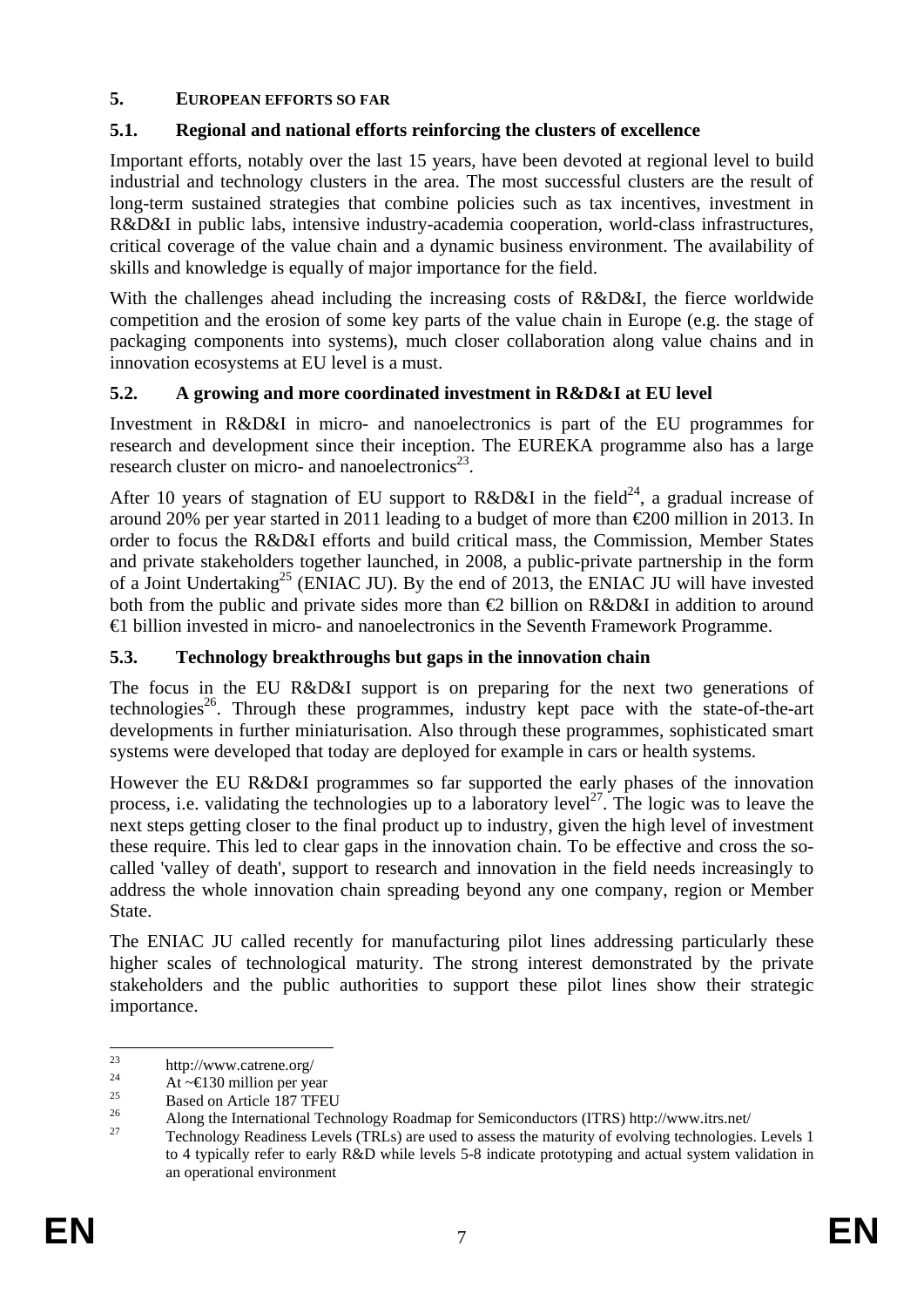## 5. EUROPEAN EFFORTS SO FAR

### 5.1. Regional and national efforts reinforcing the clusters of excellence

Important efforts, notably over the last 15 years, have been devoted at regional level to build industrial and technology clusters in the area. The most successful clusters are the result of long-term sustained strategies that combine policies such as tax incentives, investment in R&D&I in public labs, intensive industry-academia cooperation, world-class infrastructures, critical coverage of the value chain and a dynamic business environment. The availability of skills and knowledge is equally of major importance for the field.

With the challenges ahead including the increasing costs of R&D&I, the fierce worldwide competition and the erosion of some key parts of the value chain in Europe (e.g. the stage of packaging components into systems), much closer collaboration along value chains and in innovation ecosystems at EU level is a must.

### 5.2. A growing and more coordinated investment in R&D&I at EU level

Investment in R&D&I in micro- and nanoelectronics is part of the EU programmes for research and development since their inception. The EUREKA programme also has a large research cluster on micro- and nanoelectronics[23].

After 10 years of stagnation of EU support to R&D&I in the field[24], a gradual increase of around 20% per year started in 2011 leading to a budget of more than €200 million in 2013. In order to focus the R&D&I efforts and build critical mass, the Commission, Member States and private stakeholders together launched, in 2008, a public-private partnership in the form of a Joint Undertaking[25] (ENIAC JU). By the end of 2013, the ENIAC JU will have invested both from the public and private sides more than €2 billion on R&D&I in addition to around €1 billion invested in micro- and nanoelectronics in the Seventh Framework Programme.

### 5.3. Technology breakthroughs but gaps in the innovation chain

The focus in the EU R&D&I support is on preparing for the next two generations of technologies[26]. Through these programmes, industry kept pace with the state-of-the-art developments in further miniaturisation. Also through these programmes, sophisticated smart systems were developed that today are deployed for example in cars or health systems.

However the EU R&D&I programmes so far supported the early phases of the innovation process, i.e. validating the technologies up to a laboratory level[27]. The logic was to leave the next steps getting closer to the final product up to industry, given the high level of investment these require. This led to clear gaps in the innovation chain. To be effective and cross the so-called 'valley of death', support to research and innovation in the field needs increasingly to address the whole innovation chain spreading beyond any one company, region or Member State.

The ENIAC JU called recently for manufacturing pilot lines addressing particularly these higher scales of technological maturity. The strong interest demonstrated by the private stakeholders and the public authorities to support these pilot lines show their strategic importance.

---

[23] http://www.catrene.org/

[24] At ~€130 million per year

[25] Based on Article 187 TFEU

[26] Along the International Technology Roadmap for Semiconductors (ITRS) http://www.itrs.net/

[27] Technology Readiness Levels (TRLs) are used to assess the maturity of evolving technologies. Levels 1 to 4 typically refer to early R&D while levels 5-8 indicate prototyping and actual system validation in an operational environment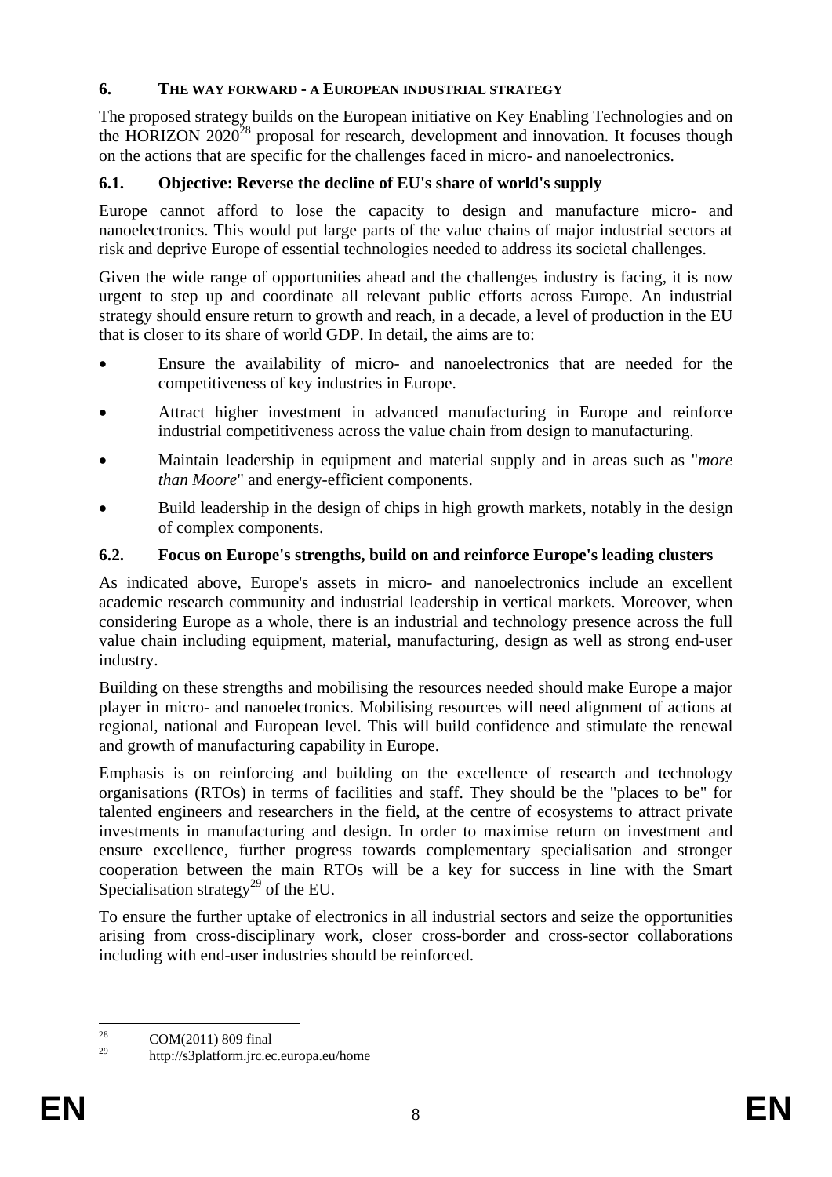## 6. THE WAY FORWARD - A EUROPEAN INDUSTRIAL STRATEGY

The proposed strategy builds on the European initiative on Key Enabling Technologies and on the HORIZON 2020[28] proposal for research, development and innovation. It focuses though on the actions that are specific for the challenges faced in micro- and nanoelectronics.

### 6.1. Objective: Reverse the decline of EU's share of world's supply

Europe cannot afford to lose the capacity to design and manufacture micro- and nanoelectronics. This would put large parts of the value chains of major industrial sectors at risk and deprive Europe of essential technologies needed to address its societal challenges.

Given the wide range of opportunities ahead and the challenges industry is facing, it is now urgent to step up and coordinate all relevant public efforts across Europe. An industrial strategy should ensure return to growth and reach, in a decade, a level of production in the EU that is closer to its share of world GDP. In detail, the aims are to:

- Ensure the availability of micro- and nanoelectronics that are needed for the competitiveness of key industries in Europe.
- Attract higher investment in advanced manufacturing in Europe and reinforce industrial competitiveness across the value chain from design to manufacturing.
- Maintain leadership in equipment and material supply and in areas such as "*more than Moore*" and energy-efficient components.
- Build leadership in the design of chips in high growth markets, notably in the design of complex components.

### 6.2. Focus on Europe's strengths, build on and reinforce Europe's leading clusters

As indicated above, Europe's assets in micro- and nanoelectronics include an excellent academic research community and industrial leadership in vertical markets. Moreover, when considering Europe as a whole, there is an industrial and technology presence across the full value chain including equipment, material, manufacturing, design as well as strong end-user industry.

Building on these strengths and mobilising the resources needed should make Europe a major player in micro- and nanoelectronics. Mobilising resources will need alignment of actions at regional, national and European level. This will build confidence and stimulate the renewal and growth of manufacturing capability in Europe.

Emphasis is on reinforcing and building on the excellence of research and technology organisations (RTOs) in terms of facilities and staff. They should be the "places to be" for talented engineers and researchers in the field, at the centre of ecosystems to attract private investments in manufacturing and design. In order to maximise return on investment and ensure excellence, further progress towards complementary specialisation and stronger cooperation between the main RTOs will be a key for success in line with the Smart Specialisation strategy[29] of the EU.

To ensure the further uptake of electronics in all industrial sectors and seize the opportunities arising from cross-disciplinary work, closer cross-border and cross-sector collaborations including with end-user industries should be reinforced.

---

[28] COM(2011) 809 final

[29] http://s3platform.jrc.ec.europa.eu/home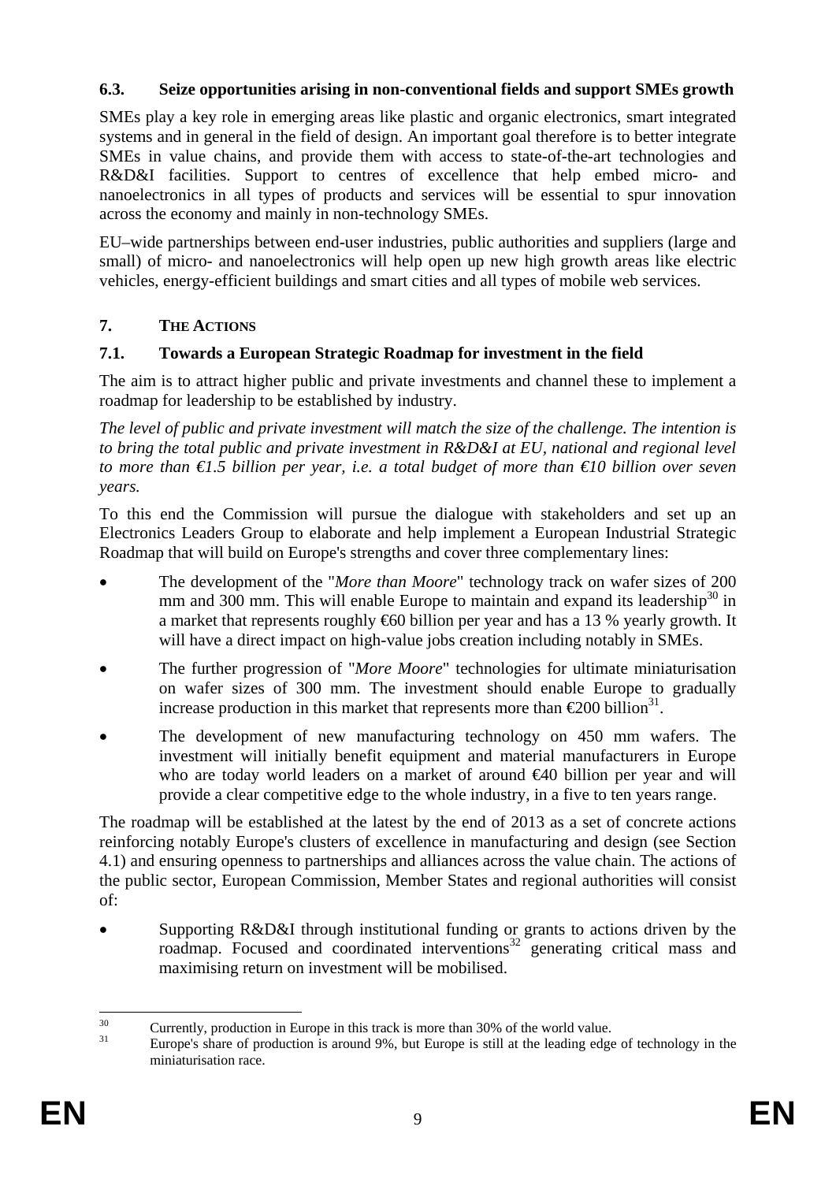### 6.3. Seize opportunities arising in non-conventional fields and support SMEs growth

SMEs play a key role in emerging areas like plastic and organic electronics, smart integrated systems and in general in the field of design. An important goal therefore is to better integrate SMEs in value chains, and provide them with access to state-of-the-art technologies and R&D&I facilities. Support to centres of excellence that help embed micro- and nanoelectronics in all types of products and services will be essential to spur innovation across the economy and mainly in non-technology SMEs.

EU–wide partnerships between end-user industries, public authorities and suppliers (large and small) of micro- and nanoelectronics will help open up new high growth areas like electric vehicles, energy-efficient buildings and smart cities and all types of mobile web services.

## 7. THE ACTIONS

### 7.1. Towards a European Strategic Roadmap for investment in the field

The aim is to attract higher public and private investments and channel these to implement a roadmap for leadership to be established by industry.

*The level of public and private investment will match the size of the challenge. The intention is to bring the total public and private investment in R&D&I at EU, national and regional level to more than €1.5 billion per year, i.e. a total budget of more than €10 billion over seven years.*

To this end the Commission will pursue the dialogue with stakeholders and set up an Electronics Leaders Group to elaborate and help implement a European Industrial Strategic Roadmap that will build on Europe's strengths and cover three complementary lines:

- The development of the "*More than Moore*" technology track on wafer sizes of 200 mm and 300 mm. This will enable Europe to maintain and expand its leadership[30] in a market that represents roughly €60 billion per year and has a 13 % yearly growth. It will have a direct impact on high-value jobs creation including notably in SMEs.
- The further progression of "*More Moore*" technologies for ultimate miniaturisation on wafer sizes of 300 mm. The investment should enable Europe to gradually increase production in this market that represents more than €200 billion[31].
- The development of new manufacturing technology on 450 mm wafers. The investment will initially benefit equipment and material manufacturers in Europe who are today world leaders on a market of around €40 billion per year and will provide a clear competitive edge to the whole industry, in a five to ten years range.

The roadmap will be established at the latest by the end of 2013 as a set of concrete actions reinforcing notably Europe's clusters of excellence in manufacturing and design (see Section 4.1) and ensuring openness to partnerships and alliances across the value chain. The actions of the public sector, European Commission, Member States and regional authorities will consist of:

- Supporting R&D&I through institutional funding or grants to actions driven by the roadmap. Focused and coordinated interventions[32] generating critical mass and maximising return on investment will be mobilised.

---

[30] Currently, production in Europe in this track is more than 30% of the world value.

[31] Europe's share of production is around 9%, but Europe is still at the leading edge of technology in the miniaturisation race.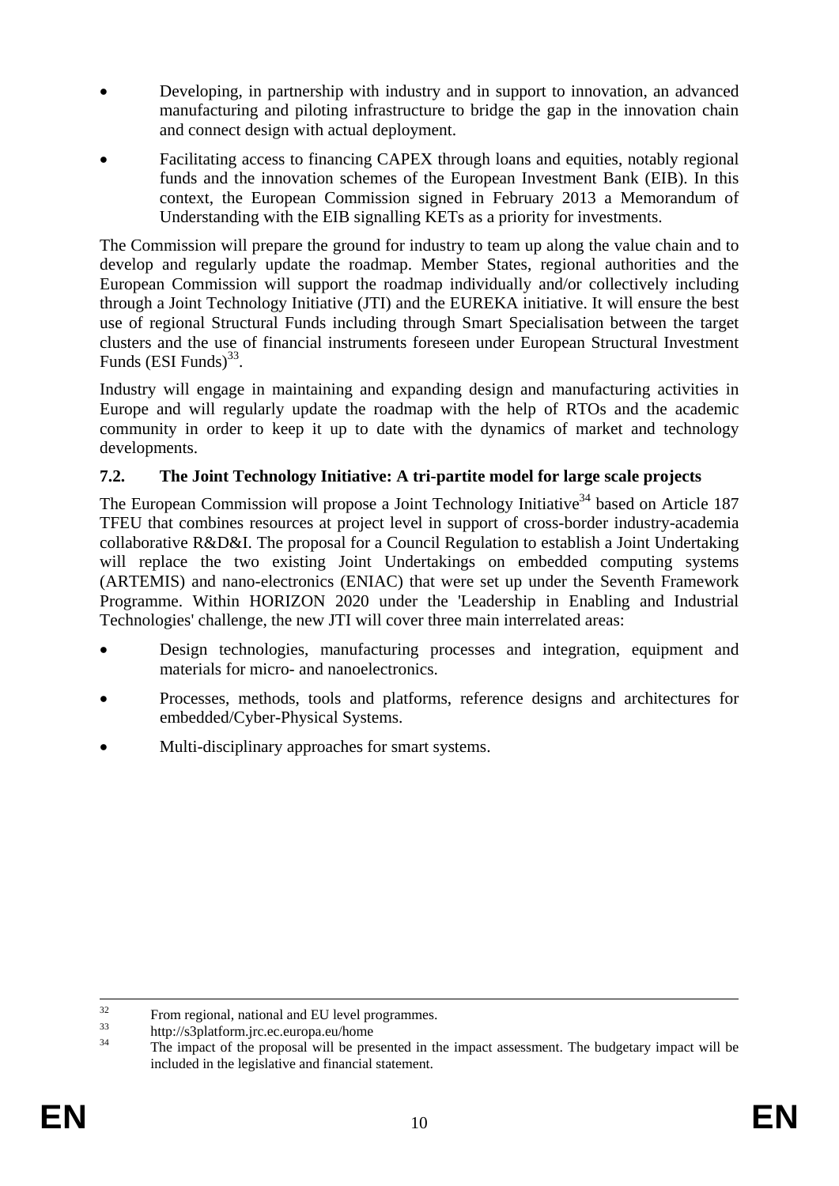- Developing, in partnership with industry and in support to innovation, an advanced manufacturing and piloting infrastructure to bridge the gap in the innovation chain and connect design with actual deployment.
- Facilitating access to financing CAPEX through loans and equities, notably regional funds and the innovation schemes of the European Investment Bank (EIB). In this context, the European Commission signed in February 2013 a Memorandum of Understanding with the EIB signalling KETs as a priority for investments.

The Commission will prepare the ground for industry to team up along the value chain and to develop and regularly update the roadmap. Member States, regional authorities and the European Commission will support the roadmap individually and/or collectively including through a Joint Technology Initiative (JTI) and the EUREKA initiative. It will ensure the best use of regional Structural Funds including through Smart Specialisation between the target clusters and the use of financial instruments foreseen under European Structural Investment Funds (ESI Funds)[33].

Industry will engage in maintaining and expanding design and manufacturing activities in Europe and will regularly update the roadmap with the help of RTOs and the academic community in order to keep it up to date with the dynamics of market and technology developments.

### 7.2. The Joint Technology Initiative: A tri-partite model for large scale projects

The European Commission will propose a Joint Technology Initiative[34] based on Article 187 TFEU that combines resources at project level in support of cross-border industry-academia collaborative R&D&I. The proposal for a Council Regulation to establish a Joint Undertaking will replace the two existing Joint Undertakings on embedded computing systems (ARTEMIS) and nano-electronics (ENIAC) that were set up under the Seventh Framework Programme. Within HORIZON 2020 under the 'Leadership in Enabling and Industrial Technologies' challenge, the new JTI will cover three main interrelated areas:

- Design technologies, manufacturing processes and integration, equipment and materials for micro- and nanoelectronics.
- Processes, methods, tools and platforms, reference designs and architectures for embedded/Cyber-Physical Systems.
- Multi-disciplinary approaches for smart systems.

---

[32] From regional, national and EU level programmes.

[33] http://s3platform.jrc.ec.europa.eu/home

[34] The impact of the proposal will be presented in the impact assessment. The budgetary impact will be included in the legislative and financial statement.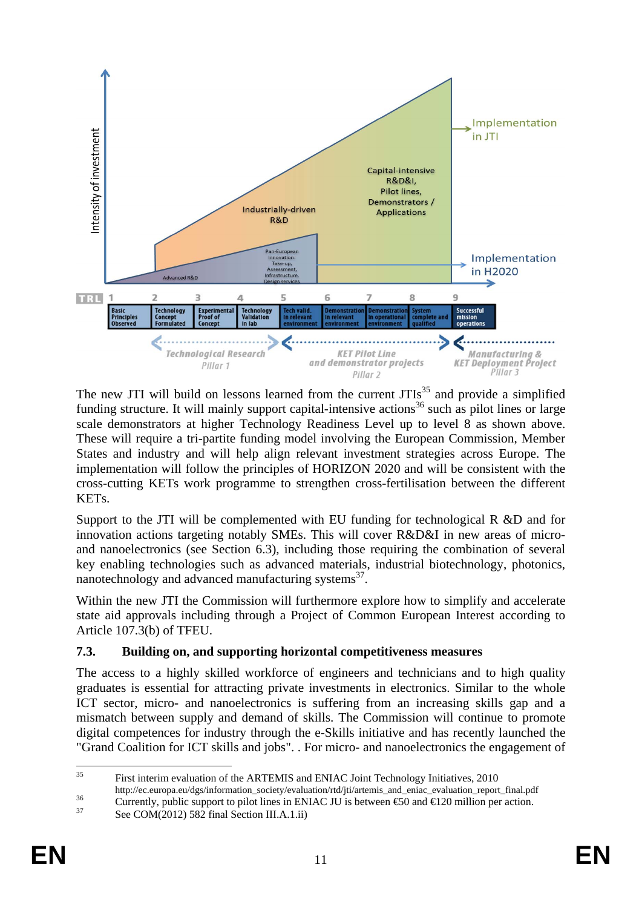The new JTI will build on lessons learned from the current JTIs[35] and provide a simplified funding structure. It will mainly support capital-intensive actions[36] such as pilot lines or large scale demonstrators at higher Technology Readiness Level up to level 8 as shown above. These will require a tri-partite funding model involving the European Commission, Member States and industry and will help align relevant investment strategies across Europe. The implementation will follow the principles of HORIZON 2020 and will be consistent with the cross-cutting KETs work programme to strengthen cross-fertilisation between the different KETs.

Support to the JTI will be complemented with EU funding for technological R &D and for innovation actions targeting notably SMEs. This will cover R&D&I in new areas of micro- and nanoelectronics (see Section 6.3), including those requiring the combination of several key enabling technologies such as advanced materials, industrial biotechnology, photonics, nanotechnology and advanced manufacturing systems[37].

Within the new JTI the Commission will furthermore explore how to simplify and accelerate state aid approvals including through a Project of Common European Interest according to Article 107.3(b) of TFEU.

### 7.3. Building on, and supporting horizontal competitiveness measures

The access to a highly skilled workforce of engineers and technicians and to high quality graduates is essential for attracting private investments in electronics. Similar to the whole ICT sector, micro- and nanoelectronics is suffering from an increasing skills gap and a mismatch between supply and demand of skills. The Commission will continue to promote digital competences for industry through the e-Skills initiative and has recently launched the "Grand Coalition for ICT skills and jobs". . For micro- and nanoelectronics the engagement of

---

[35] First interim evaluation of the ARTEMIS and ENIAC Joint Technology Initiatives, 2010 http://ec.europa.eu/dgs/information_society/evaluation/rtd/jti/artemis_and_eniac_evaluation_report_final.pdf

[36] Currently, public support to pilot lines in ENIAC JU is between €50 and €120 million per action.

[37] See COM(2012) 582 final Section III.A.1.ii)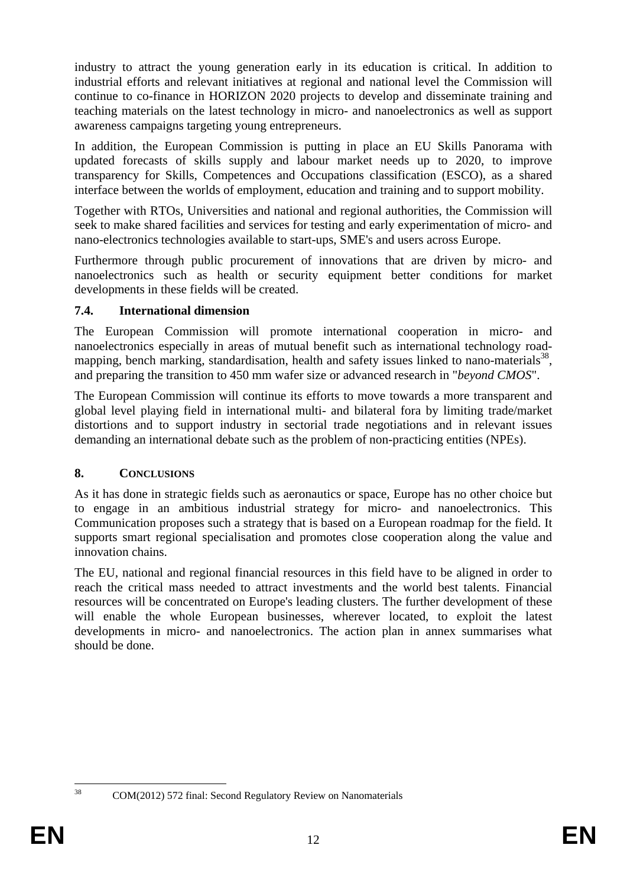industry to attract the young generation early in its education is critical. In addition to industrial efforts and relevant initiatives at regional and national level the Commission will continue to co-finance in HORIZON 2020 projects to develop and disseminate training and teaching materials on the latest technology in micro- and nanoelectronics as well as support awareness campaigns targeting young entrepreneurs.

In addition, the European Commission is putting in place an EU Skills Panorama with updated forecasts of skills supply and labour market needs up to 2020, to improve transparency for Skills, Competences and Occupations classification (ESCO), as a shared interface between the worlds of employment, education and training and to support mobility.

Together with RTOs, Universities and national and regional authorities, the Commission will seek to make shared facilities and services for testing and early experimentation of micro- and nano-electronics technologies available to start-ups, SME's and users across Europe.

Furthermore through public procurement of innovations that are driven by micro- and nanoelectronics such as health or security equipment better conditions for market developments in these fields will be created.

### 7.4. International dimension

The European Commission will promote international cooperation in micro- and nanoelectronics especially in areas of mutual benefit such as international technology road-mapping, bench marking, standardisation, health and safety issues linked to nano-materials[38], and preparing the transition to 450 mm wafer size or advanced research in "*beyond CMOS*".

The European Commission will continue its efforts to move towards a more transparent and global level playing field in international multi- and bilateral fora by limiting trade/market distortions and to support industry in sectorial trade negotiations and in relevant issues demanding an international debate such as the problem of non-practicing entities (NPEs).

## 8. CONCLUSIONS

As it has done in strategic fields such as aeronautics or space, Europe has no other choice but to engage in an ambitious industrial strategy for micro- and nanoelectronics. This Communication proposes such a strategy that is based on a European roadmap for the field. It supports smart regional specialisation and promotes close cooperation along the value and innovation chains.

The EU, national and regional financial resources in this field have to be aligned in order to reach the critical mass needed to attract investments and the world best talents. Financial resources will be concentrated on Europe's leading clusters. The further development of these will enable the whole European businesses, wherever located, to exploit the latest developments in micro- and nanoelectronics. The action plan in annex summarises what should be done.

---

[38] COM(2012) 572 final: Second Regulatory Review on Nanomaterials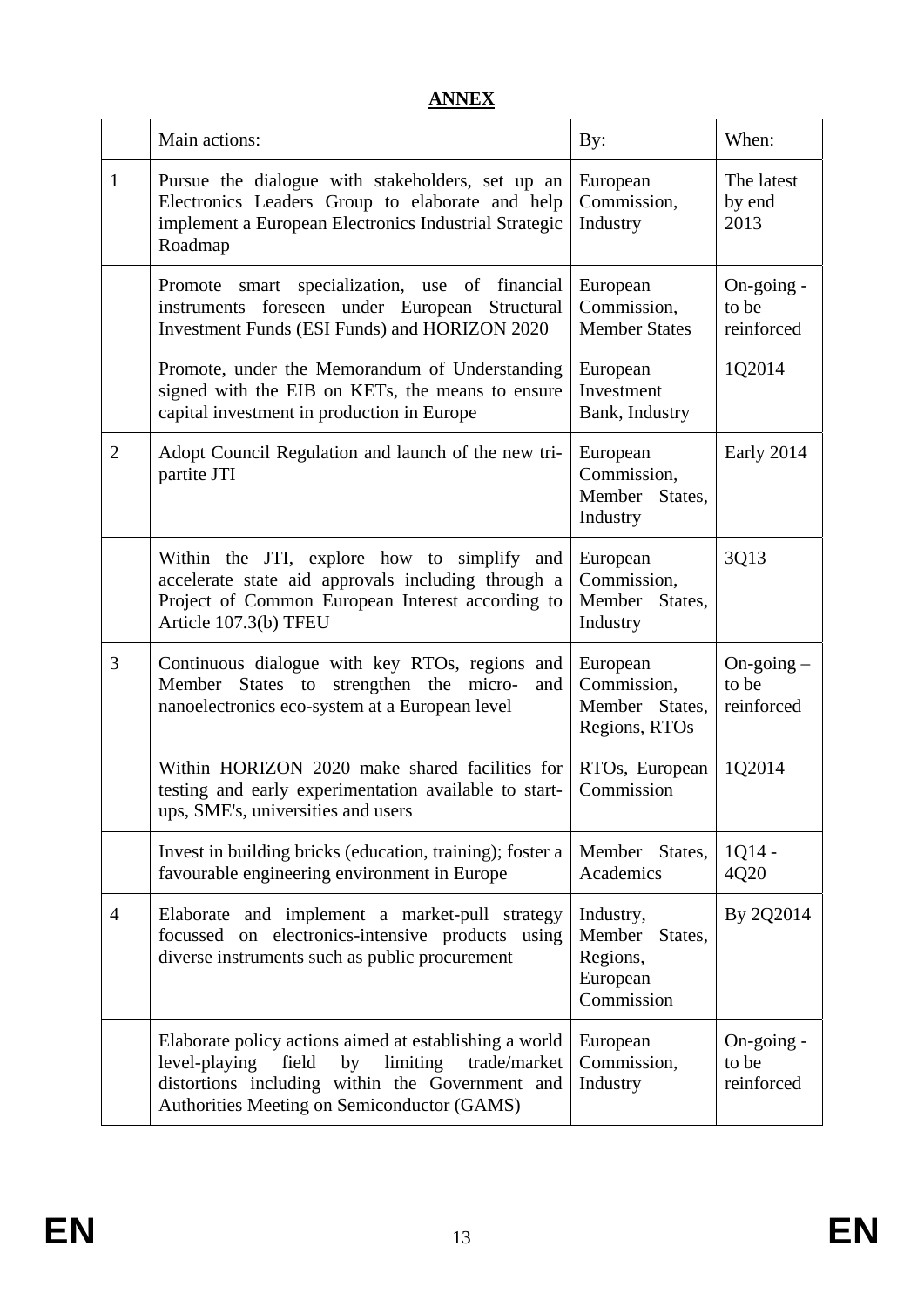**ANNEX**

| | Main actions: | By: | When: |
|---|---|---|---|
| 1 | Pursue the dialogue with stakeholders, set up an Electronics Leaders Group to elaborate and help implement a European Electronics Industrial Strategic Roadmap | European Commission, Industry | The latest by end 2013 |
| | Promote smart specialization, use of financial instruments foreseen under European Structural Investment Funds (ESI Funds) and HORIZON 2020 | European Commission, Member States | On-going - to be reinforced |
| | Promote, under the Memorandum of Understanding signed with the EIB on KETs, the means to ensure capital investment in production in Europe | European Investment Bank, Industry | 1Q2014 |
| 2 | Adopt Council Regulation and launch of the new tri-partite JTI | European Commission, Member States, Industry | Early 2014 |
| | Within the JTI, explore how to simplify and accelerate state aid approvals including through a Project of Common European Interest according to Article 107.3(b) TFEU | European Commission, Member States, Industry | 3Q13 |
| 3 | Continuous dialogue with key RTOs, regions and Member States to strengthen the micro- and nanoelectronics eco-system at a European level | European Commission, Member States, Regions, RTOs | On-going – to be reinforced |
| | Within HORIZON 2020 make shared facilities for testing and early experimentation available to start-ups, SME's, universities and users | RTOs, European Commission | 1Q2014 |
| | Invest in building bricks (education, training); foster a favourable engineering environment in Europe | Member States, Academics | 1Q14 - 4Q20 |
| 4 | Elaborate and implement a market-pull strategy focussed on electronics-intensive products using diverse instruments such as public procurement | Industry, Member States, Regions, European Commission | By 2Q2014 |
| | Elaborate policy actions aimed at establishing a world level-playing field by limiting trade/market distortions including within the Government and Authorities Meeting on Semiconductor (GAMS) | European Commission, Industry | On-going - to be reinforced |